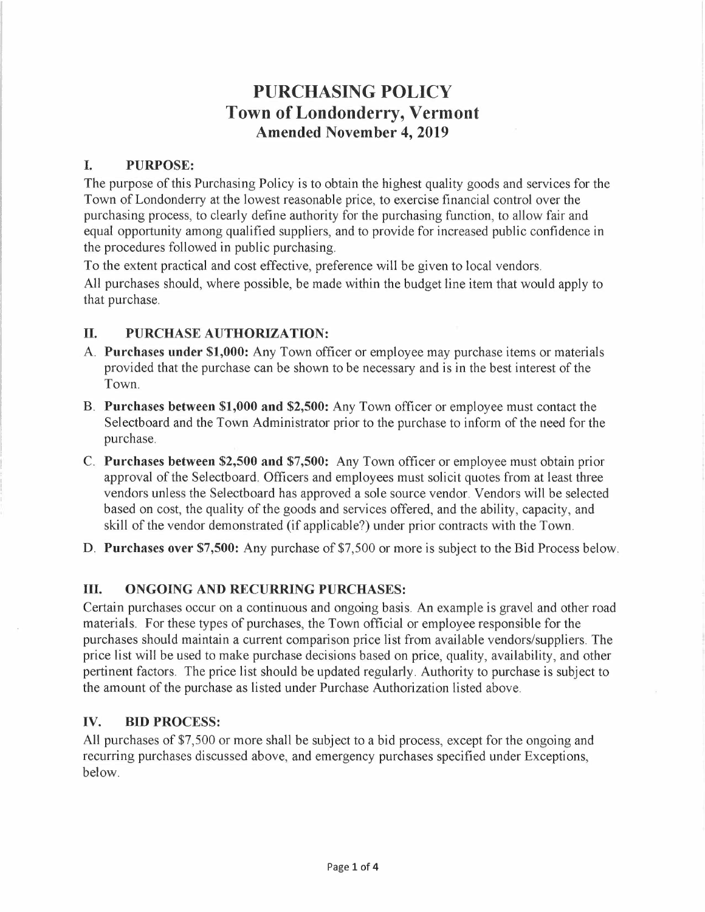# PURCHASING POLICY
# Town of Londonderry, Vermont
## Amended November 4, 2019

## I. PURPOSE:

The purpose of this Purchasing Policy is to obtain the highest quality goods and services for the Town of Londonderry at the lowest reasonable price, to exercise financial control over the purchasing process, to clearly define authority for the purchasing function, to allow fair and equal opportunity among qualified suppliers, and to provide for increased public confidence in the procedures followed in public purchasing.

To the extent practical and cost effective, preference will be given to local vendors.

All purchases should, where possible, be made within the budget line item that would apply to that purchase.

## II. PURCHASE AUTHORIZATION:

A. **Purchases under $1,000:** Any Town officer or employee may purchase items or materials provided that the purchase can be shown to be necessary and is in the best interest of the Town.

B. **Purchases between $1,000 and $2,500:** Any Town officer or employee must contact the Selectboard and the Town Administrator prior to the purchase to inform of the need for the purchase.

C. **Purchases between $2,500 and $7,500:** Any Town officer or employee must obtain prior approval of the Selectboard. Officers and employees must solicit quotes from at least three vendors unless the Selectboard has approved a sole source vendor. Vendors will be selected based on cost, the quality of the goods and services offered, and the ability, capacity, and skill of the vendor demonstrated (if applicable?) under prior contracts with the Town.

D. **Purchases over $7,500:** Any purchase of $7,500 or more is subject to the Bid Process below.

## III. ONGOING AND RECURRING PURCHASES:

Certain purchases occur on a continuous and ongoing basis. An example is gravel and other road materials. For these types of purchases, the Town official or employee responsible for the purchases should maintain a current comparison price list from available vendors/suppliers. The price list will be used to make purchase decisions based on price, quality, availability, and other pertinent factors. The price list should be updated regularly. Authority to purchase is subject to the amount of the purchase as listed under Purchase Authorization listed above.

## IV. BID PROCESS:

All purchases of $7,500 or more shall be subject to a bid process, except for the ongoing and recurring purchases discussed above, and emergency purchases specified under Exceptions, below.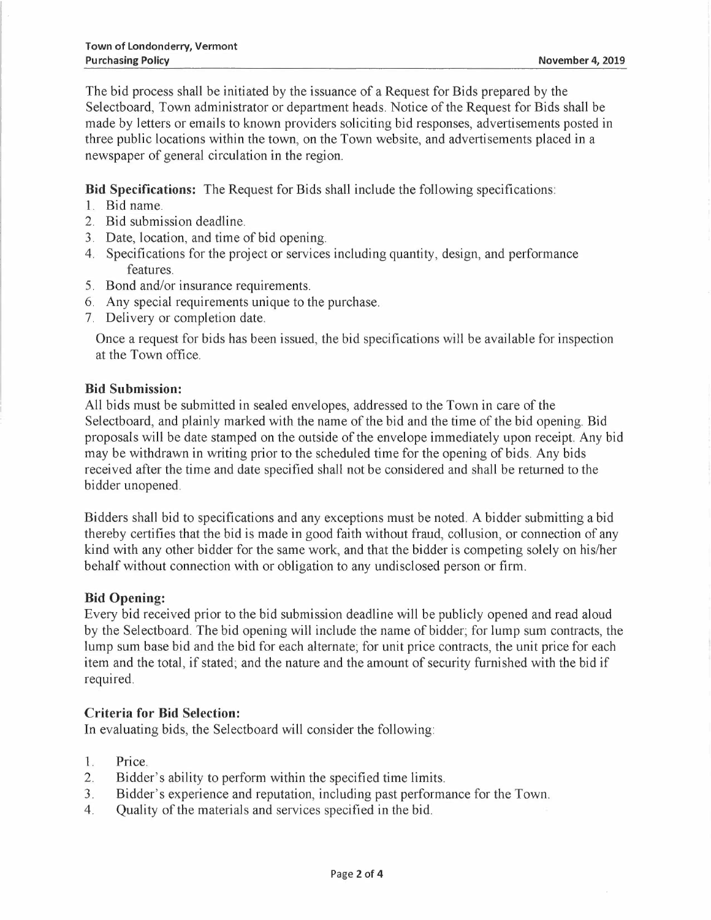The bid process shall be initiated by the issuance of a Request for Bids prepared by the Selectboard, Town administrator or department heads. Notice of the Request for Bids shall be made by letters or emails to known providers soliciting bid responses, advertisements posted in three public locations within the town, on the Town website, and advertisements placed in a newspaper of general circulation in the region.

**Bid Specifications:** The Request for Bids shall include the following specifications:

1. Bid name.
2. Bid submission deadline.
3. Date, location, and time of bid opening.
4. Specifications for the project or services including quantity, design, and performance features.
5. Bond and/or insurance requirements.
6. Any special requirements unique to the purchase.
7. Delivery or completion date.

Once a request for bids has been issued, the bid specifications will be available for inspection at the Town office.

**Bid Submission:**

All bids must be submitted in sealed envelopes, addressed to the Town in care of the Selectboard, and plainly marked with the name of the bid and the time of the bid opening. Bid proposals will be date stamped on the outside of the envelope immediately upon receipt. Any bid may be withdrawn in writing prior to the scheduled time for the opening of bids. Any bids received after the time and date specified shall not be considered and shall be returned to the bidder unopened.

Bidders shall bid to specifications and any exceptions must be noted. A bidder submitting a bid thereby certifies that the bid is made in good faith without fraud, collusion, or connection of any kind with any other bidder for the same work, and that the bidder is competing solely on his/her behalf without connection with or obligation to any undisclosed person or firm.

**Bid Opening:**

Every bid received prior to the bid submission deadline will be publicly opened and read aloud by the Selectboard. The bid opening will include the name of bidder; for lump sum contracts, the lump sum base bid and the bid for each alternate; for unit price contracts, the unit price for each item and the total, if stated; and the nature and the amount of security furnished with the bid if required.

**Criteria for Bid Selection:**

In evaluating bids, the Selectboard will consider the following:

1. Price.
2. Bidder's ability to perform within the specified time limits.
3. Bidder's experience and reputation, including past performance for the Town.
4. Quality of the materials and services specified in the bid.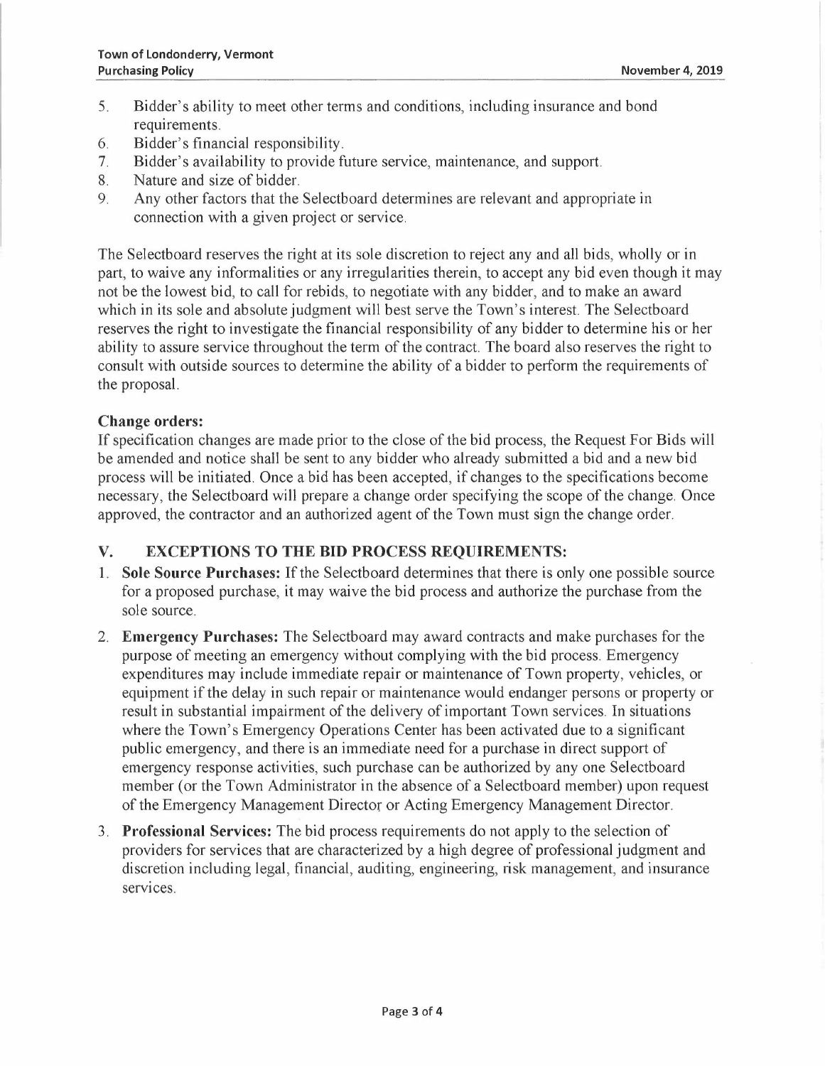5. Bidder's ability to meet other terms and conditions, including insurance and bond requirements.
6. Bidder's financial responsibility.
7. Bidder's availability to provide future service, maintenance, and support.
8. Nature and size of bidder.
9. Any other factors that the Selectboard determines are relevant and appropriate in connection with a given project or service.

The Selectboard reserves the right at its sole discretion to reject any and all bids, wholly or in part, to waive any informalities or any irregularities therein, to accept any bid even though it may not be the lowest bid, to call for rebids, to negotiate with any bidder, and to make an award which in its sole and absolute judgment will best serve the Town's interest. The Selectboard reserves the right to investigate the financial responsibility of any bidder to determine his or her ability to assure service throughout the term of the contract. The board also reserves the right to consult with outside sources to determine the ability of a bidder to perform the requirements of the proposal.

**Change orders:**
If specification changes are made prior to the close of the bid process, the Request For Bids will be amended and notice shall be sent to any bidder who already submitted a bid and a new bid process will be initiated. Once a bid has been accepted, if changes to the specifications become necessary, the Selectboard will prepare a change order specifying the scope of the change. Once approved, the contractor and an authorized agent of the Town must sign the change order.

## V. EXCEPTIONS TO THE BID PROCESS REQUIREMENTS:

1. **Sole Source Purchases:** If the Selectboard determines that there is only one possible source for a proposed purchase, it may waive the bid process and authorize the purchase from the sole source.
2. **Emergency Purchases:** The Selectboard may award contracts and make purchases for the purpose of meeting an emergency without complying with the bid process. Emergency expenditures may include immediate repair or maintenance of Town property, vehicles, or equipment if the delay in such repair or maintenance would endanger persons or property or result in substantial impairment of the delivery of important Town services. In situations where the Town's Emergency Operations Center has been activated due to a significant public emergency, and there is an immediate need for a purchase in direct support of emergency response activities, such purchase can be authorized by any one Selectboard member (or the Town Administrator in the absence of a Selectboard member) upon request of the Emergency Management Director or Acting Emergency Management Director.
3. **Professional Services:** The bid process requirements do not apply to the selection of providers for services that are characterized by a high degree of professional judgment and discretion including legal, financial, auditing, engineering, risk management, and insurance services.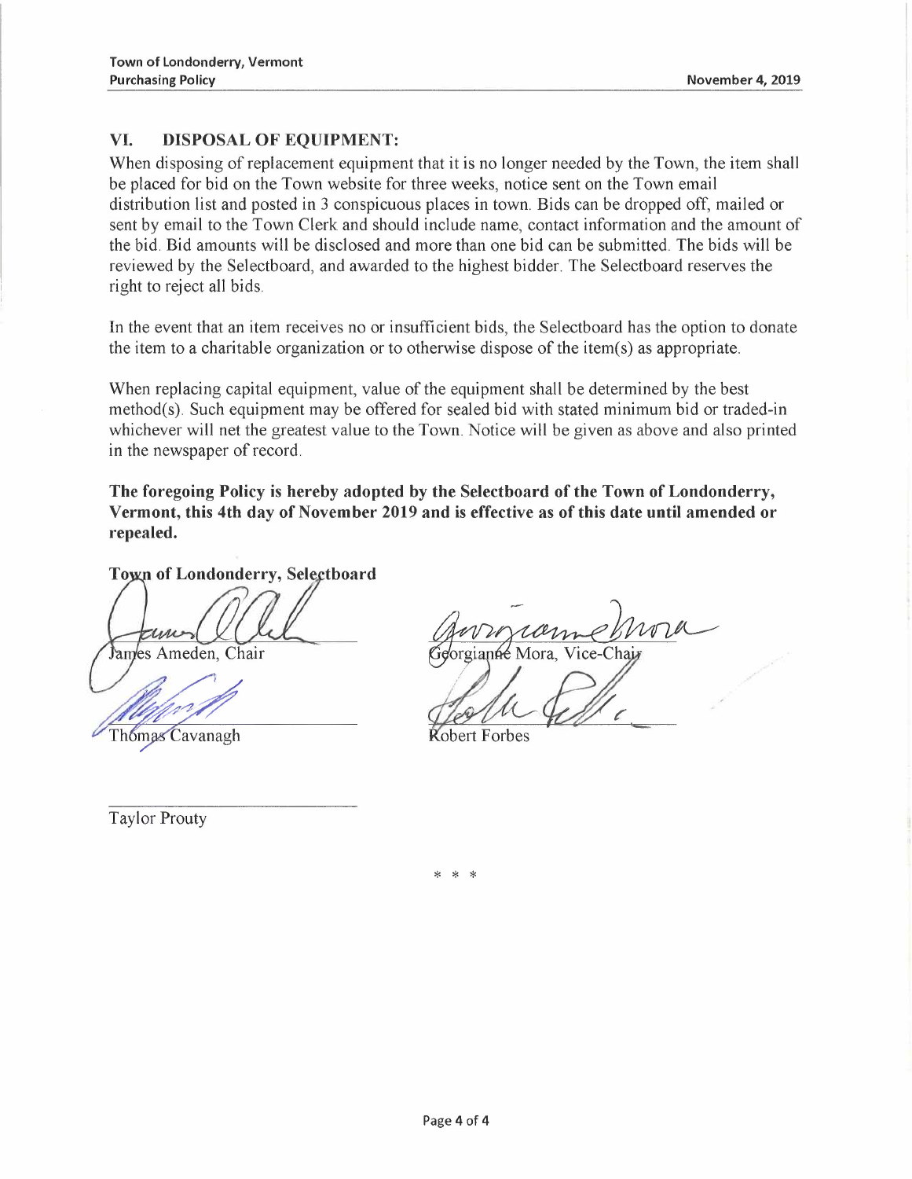## VI. DISPOSAL OF EQUIPMENT:

When disposing of replacement equipment that it is no longer needed by the Town, the item shall be placed for bid on the Town website for three weeks, notice sent on the Town email distribution list and posted in 3 conspicuous places in town. Bids can be dropped off, mailed or sent by email to the Town Clerk and should include name, contact information and the amount of the bid. Bid amounts will be disclosed and more than one bid can be submitted. The bids will be reviewed by the Selectboard, and awarded to the highest bidder. The Selectboard reserves the right to reject all bids.

In the event that an item receives no or insufficient bids, the Selectboard has the option to donate the item to a charitable organization or to otherwise dispose of the item(s) as appropriate.

When replacing capital equipment, value of the equipment shall be determined by the best method(s). Such equipment may be offered for sealed bid with stated minimum bid or traded-in whichever will net the greatest value to the Town. Notice will be given as above and also printed in the newspaper of record.

**The foregoing Policy is hereby adopted by the Selectboard of the Town of Londonderry, Vermont, this 4th day of November 2019 and is effective as of this date until amended or repealed.**

**Town of Londonderry, Selectboard**

James Ameden, Chair

Georgianne Mora, Vice-Chair

Thomas Cavanagh

Robert Forbes

Taylor Prouty

\* \* \*